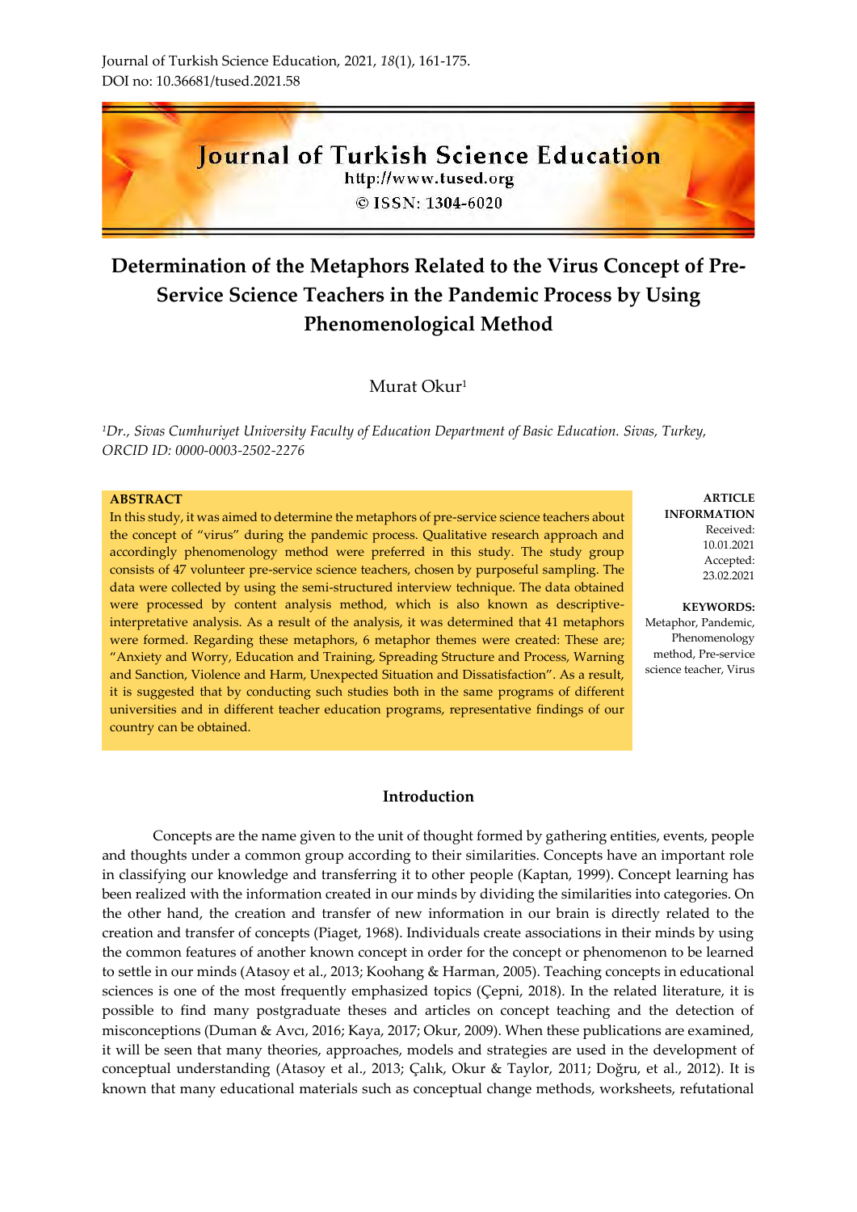Journal of Turkish Science Education, 2021, *18*(1), 161-175.
DOI no: 10.36681/tused.2021.58

# Determination of the Metaphors Related to the Virus Concept of Pre-Service Science Teachers in the Pandemic Process by Using Phenomenological Method

Murat Okur[1]

[1]*Dr., Sivas Cumhuriyet University Faculty of Education Department of Basic Education. Sivas, Turkey, ORCID ID: 0000-0003-2502-2276*

**ABSTRACT**

In this study, it was aimed to determine the metaphors of pre-service science teachers about the concept of "virus" during the pandemic process. Qualitative research approach and accordingly phenomenology method were preferred in this study. The study group consists of 47 volunteer pre-service science teachers, chosen by purposeful sampling. The data were collected by using the semi-structured interview technique. The data obtained were processed by content analysis method, which is also known as descriptive-interpretative analysis. As a result of the analysis, it was determined that 41 metaphors were formed. Regarding these metaphors, 6 metaphor themes were created: These are; "Anxiety and Worry, Education and Training, Spreading Structure and Process, Warning and Sanction, Violence and Harm, Unexpected Situation and Dissatisfaction". As a result, it is suggested that by conducting such studies both in the same programs of different universities and in different teacher education programs, representative findings of our country can be obtained.

**ARTICLE INFORMATION**
Received: 10.01.2021
Accepted: 23.02.2021

**KEYWORDS:**
Metaphor, Pandemic, Phenomenology method, Pre-service science teacher, Virus

## Introduction

Concepts are the name given to the unit of thought formed by gathering entities, events, people and thoughts under a common group according to their similarities. Concepts have an important role in classifying our knowledge and transferring it to other people (Kaptan, 1999). Concept learning has been realized with the information created in our minds by dividing the similarities into categories. On the other hand, the creation and transfer of new information in our brain is directly related to the creation and transfer of concepts (Piaget, 1968). Individuals create associations in their minds by using the common features of another known concept in order for the concept or phenomenon to be learned to settle in our minds (Atasoy et al., 2013; Koohang & Harman, 2005). Teaching concepts in educational sciences is one of the most frequently emphasized topics (Çepni, 2018). In the related literature, it is possible to find many postgraduate theses and articles on concept teaching and the detection of misconceptions (Duman & Avcı, 2016; Kaya, 2017; Okur, 2009). When these publications are examined, it will be seen that many theories, approaches, models and strategies are used in the development of conceptual understanding (Atasoy et al., 2013; Çalık, Okur & Taylor, 2011; Doğru, et al., 2012). It is known that many educational materials such as conceptual change methods, worksheets, refutational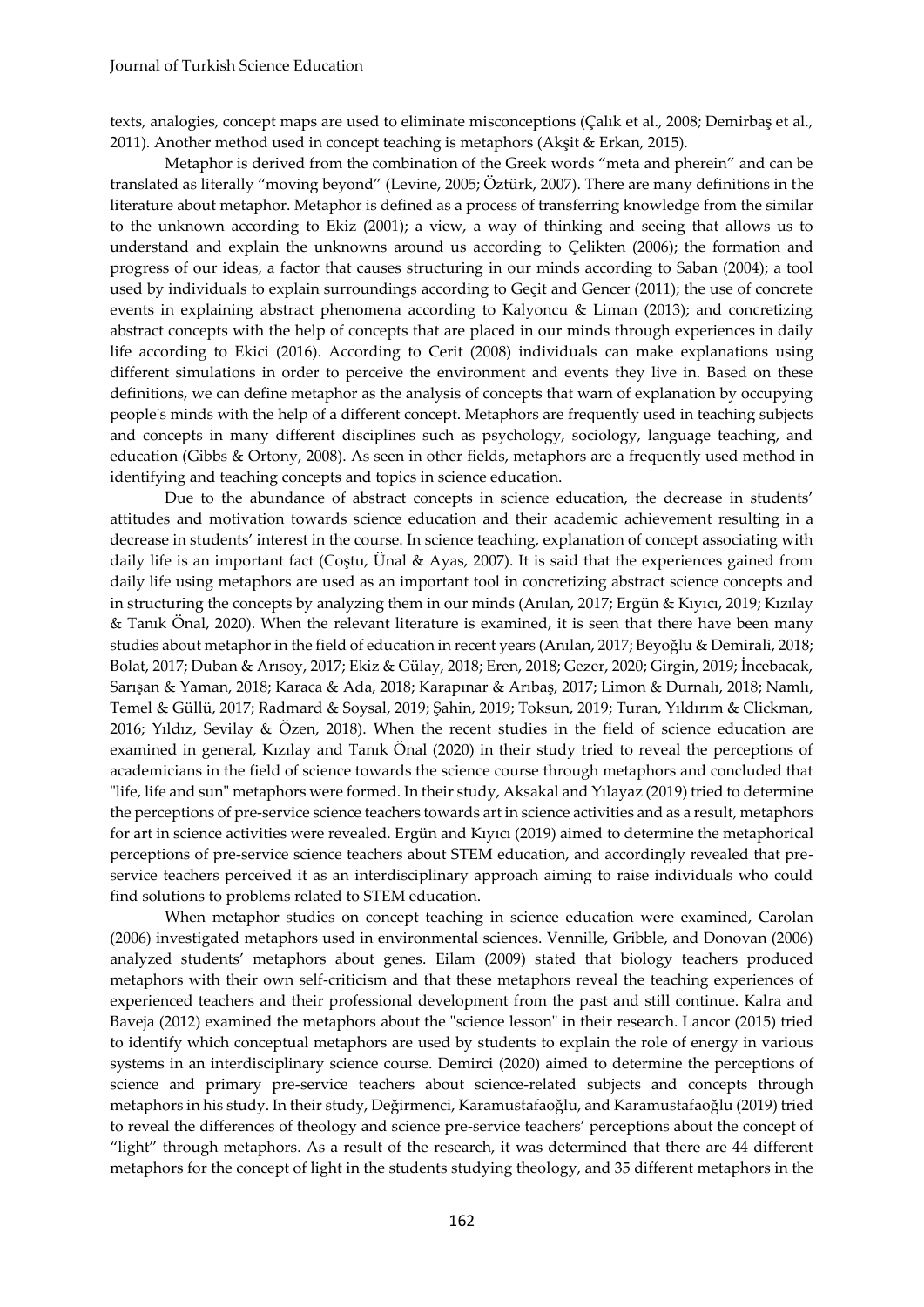texts, analogies, concept maps are used to eliminate misconceptions (Çalık et al., 2008; Demirbaş et al., 2011). Another method used in concept teaching is metaphors (Akşit & Erkan, 2015).

Metaphor is derived from the combination of the Greek words "meta and pherein" and can be translated as literally "moving beyond" (Levine, 2005; Öztürk, 2007). There are many definitions in the literature about metaphor. Metaphor is defined as a process of transferring knowledge from the similar to the unknown according to Ekiz (2001); a view, a way of thinking and seeing that allows us to understand and explain the unknowns around us according to Çelikten (2006); the formation and progress of our ideas, a factor that causes structuring in our minds according to Saban (2004); a tool used by individuals to explain surroundings according to Geçit and Gencer (2011); the use of concrete events in explaining abstract phenomena according to Kalyoncu & Liman (2013); and concretizing abstract concepts with the help of concepts that are placed in our minds through experiences in daily life according to Ekici (2016). According to Cerit (2008) individuals can make explanations using different simulations in order to perceive the environment and events they live in. Based on these definitions, we can define metaphor as the analysis of concepts that warn of explanation by occupying people's minds with the help of a different concept. Metaphors are frequently used in teaching subjects and concepts in many different disciplines such as psychology, sociology, language teaching, and education (Gibbs & Ortony, 2008). As seen in other fields, metaphors are a frequently used method in identifying and teaching concepts and topics in science education.

Due to the abundance of abstract concepts in science education, the decrease in students' attitudes and motivation towards science education and their academic achievement resulting in a decrease in students' interest in the course. In science teaching, explanation of concept associating with daily life is an important fact (Coştu, Ünal & Ayas, 2007). It is said that the experiences gained from daily life using metaphors are used as an important tool in concretizing abstract science concepts and in structuring the concepts by analyzing them in our minds (Anılan, 2017; Ergün & Kıyıcı, 2019; Kızılay & Tanık Önal, 2020). When the relevant literature is examined, it is seen that there have been many studies about metaphor in the field of education in recent years (Anılan, 2017; Beyoğlu & Demirali, 2018; Bolat, 2017; Duban & Arısoy, 2017; Ekiz & Gülay, 2018; Eren, 2018; Gezer, 2020; Girgin, 2019; İncebacak, Sarışan & Yaman, 2018; Karaca & Ada, 2018; Karapınar & Arıbaş, 2017; Limon & Durnalı, 2018; Namlı, Temel & Güllü, 2017; Radmard & Soysal, 2019; Şahin, 2019; Toksun, 2019; Turan, Yıldırım & Clickman, 2016; Yıldız, Sevilay & Özen, 2018). When the recent studies in the field of science education are examined in general, Kızılay and Tanık Önal (2020) in their study tried to reveal the perceptions of academicians in the field of science towards the science course through metaphors and concluded that "life, life and sun" metaphors were formed. In their study, Aksakal and Yılayaz (2019) tried to determine the perceptions of pre-service science teachers towards art in science activities and as a result, metaphors for art in science activities were revealed. Ergün and Kıyıcı (2019) aimed to determine the metaphorical perceptions of pre-service science teachers about STEM education, and accordingly revealed that pre-service teachers perceived it as an interdisciplinary approach aiming to raise individuals who could find solutions to problems related to STEM education.

When metaphor studies on concept teaching in science education were examined, Carolan (2006) investigated metaphors used in environmental sciences. Vennille, Gribble, and Donovan (2006) analyzed students' metaphors about genes. Eilam (2009) stated that biology teachers produced metaphors with their own self-criticism and that these metaphors reveal the teaching experiences of experienced teachers and their professional development from the past and still continue. Kalra and Baveja (2012) examined the metaphors about the "science lesson" in their research. Lancor (2015) tried to identify which conceptual metaphors are used by students to explain the role of energy in various systems in an interdisciplinary science course. Demirci (2020) aimed to determine the perceptions of science and primary pre-service teachers about science-related subjects and concepts through metaphors in his study. In their study, Değirmenci, Karamustafaoğlu, and Karamustafaoğlu (2019) tried to reveal the differences of theology and science pre-service teachers' perceptions about the concept of "light" through metaphors. As a result of the research, it was determined that there are 44 different metaphors for the concept of light in the students studying theology, and 35 different metaphors in the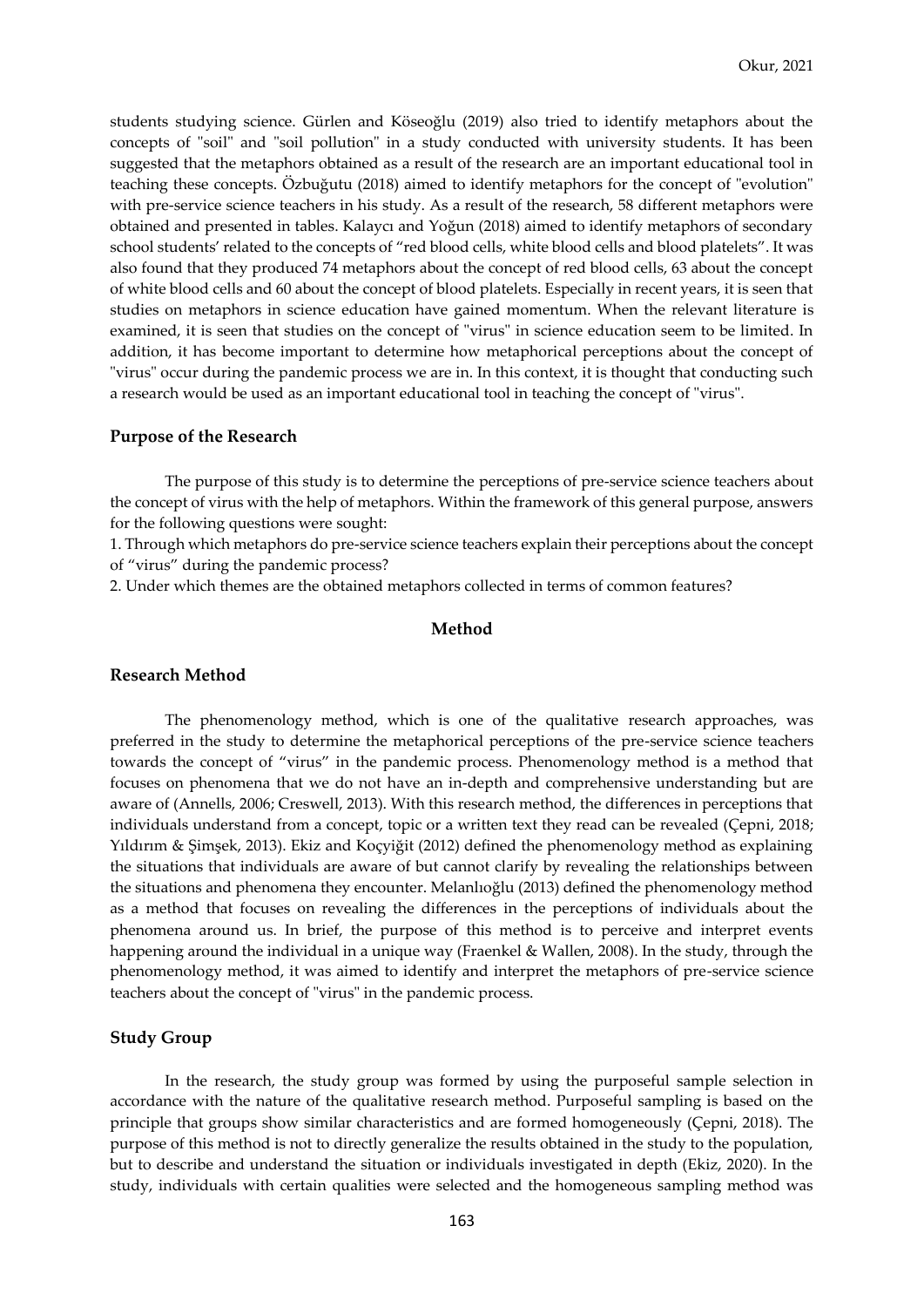students studying science. Gürlen and Köseoğlu (2019) also tried to identify metaphors about the concepts of "soil" and "soil pollution" in a study conducted with university students. It has been suggested that the metaphors obtained as a result of the research are an important educational tool in teaching these concepts. Özbuğutu (2018) aimed to identify metaphors for the concept of "evolution" with pre-service science teachers in his study. As a result of the research, 58 different metaphors were obtained and presented in tables. Kalaycı and Yoğun (2018) aimed to identify metaphors of secondary school students' related to the concepts of "red blood cells, white blood cells and blood platelets". It was also found that they produced 74 metaphors about the concept of red blood cells, 63 about the concept of white blood cells and 60 about the concept of blood platelets. Especially in recent years, it is seen that studies on metaphors in science education have gained momentum. When the relevant literature is examined, it is seen that studies on the concept of "virus" in science education seem to be limited. In addition, it has become important to determine how metaphorical perceptions about the concept of "virus" occur during the pandemic process we are in. In this context, it is thought that conducting such a research would be used as an important educational tool in teaching the concept of "virus".

## Purpose of the Research

The purpose of this study is to determine the perceptions of pre-service science teachers about the concept of virus with the help of metaphors. Within the framework of this general purpose, answers for the following questions were sought:

1. Through which metaphors do pre-service science teachers explain their perceptions about the concept of "virus" during the pandemic process?
2. Under which themes are the obtained metaphors collected in terms of common features?

# Method

## Research Method

The phenomenology method, which is one of the qualitative research approaches, was preferred in the study to determine the metaphorical perceptions of the pre-service science teachers towards the concept of "virus" in the pandemic process. Phenomenology method is a method that focuses on phenomena that we do not have an in-depth and comprehensive understanding but are aware of (Annells, 2006; Creswell, 2013). With this research method, the differences in perceptions that individuals understand from a concept, topic or a written text they read can be revealed (Çepni, 2018; Yıldırım & Şimşek, 2013). Ekiz and Koçyiğit (2012) defined the phenomenology method as explaining the situations that individuals are aware of but cannot clarify by revealing the relationships between the situations and phenomena they encounter. Melanlıoğlu (2013) defined the phenomenology method as a method that focuses on revealing the differences in the perceptions of individuals about the phenomena around us. In brief, the purpose of this method is to perceive and interpret events happening around the individual in a unique way (Fraenkel & Wallen, 2008). In the study, through the phenomenology method, it was aimed to identify and interpret the metaphors of pre-service science teachers about the concept of "virus" in the pandemic process.

## Study Group

In the research, the study group was formed by using the purposeful sample selection in accordance with the nature of the qualitative research method. Purposeful sampling is based on the principle that groups show similar characteristics and are formed homogeneously (Çepni, 2018). The purpose of this method is not to directly generalize the results obtained in the study to the population, but to describe and understand the situation or individuals investigated in depth (Ekiz, 2020). In the study, individuals with certain qualities were selected and the homogeneous sampling method was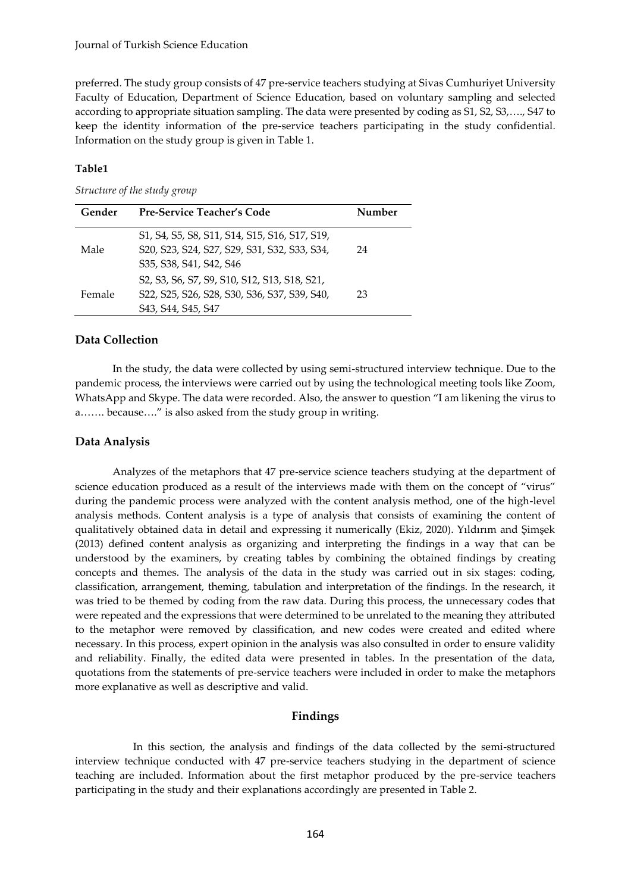preferred. The study group consists of 47 pre-service teachers studying at Sivas Cumhuriyet University Faculty of Education, Department of Science Education, based on voluntary sampling and selected according to appropriate situation sampling. The data were presented by coding as S1, S2, S3,…., S47 to keep the identity information of the pre-service teachers participating in the study confidential. Information on the study group is given in Table 1.

**Table1**

*Structure of the study group*

| Gender | Pre-Service Teacher's Code | Number |
|---|---|---|
| Male | S1, S4, S5, S8, S11, S14, S15, S16, S17, S19, S20, S23, S24, S27, S29, S31, S32, S33, S34, S35, S38, S41, S42, S46 | 24 |
| Female | S2, S3, S6, S7, S9, S10, S12, S13, S18, S21, S22, S25, S26, S28, S30, S36, S37, S39, S40, S43, S44, S45, S47 | 23 |

## Data Collection

In the study, the data were collected by using semi-structured interview technique. Due to the pandemic process, the interviews were carried out by using the technological meeting tools like Zoom, WhatsApp and Skype. The data were recorded. Also, the answer to question "I am likening the virus to a……. because…." is also asked from the study group in writing.

## Data Analysis

Analyzes of the metaphors that 47 pre-service science teachers studying at the department of science education produced as a result of the interviews made with them on the concept of "virus" during the pandemic process were analyzed with the content analysis method, one of the high-level analysis methods. Content analysis is a type of analysis that consists of examining the content of qualitatively obtained data in detail and expressing it numerically (Ekiz, 2020). Yıldırım and Şimşek (2013) defined content analysis as organizing and interpreting the findings in a way that can be understood by the examiners, by creating tables by combining the obtained findings by creating concepts and themes. The analysis of the data in the study was carried out in six stages: coding, classification, arrangement, theming, tabulation and interpretation of the findings. In the research, it was tried to be themed by coding from the raw data. During this process, the unnecessary codes that were repeated and the expressions that were determined to be unrelated to the meaning they attributed to the metaphor were removed by classification, and new codes were created and edited where necessary. In this process, expert opinion in the analysis was also consulted in order to ensure validity and reliability. Finally, the edited data were presented in tables. In the presentation of the data, quotations from the statements of pre-service teachers were included in order to make the metaphors more explanative as well as descriptive and valid.

# Findings

In this section, the analysis and findings of the data collected by the semi-structured interview technique conducted with 47 pre-service teachers studying in the department of science teaching are included. Information about the first metaphor produced by the pre-service teachers participating in the study and their explanations accordingly are presented in Table 2.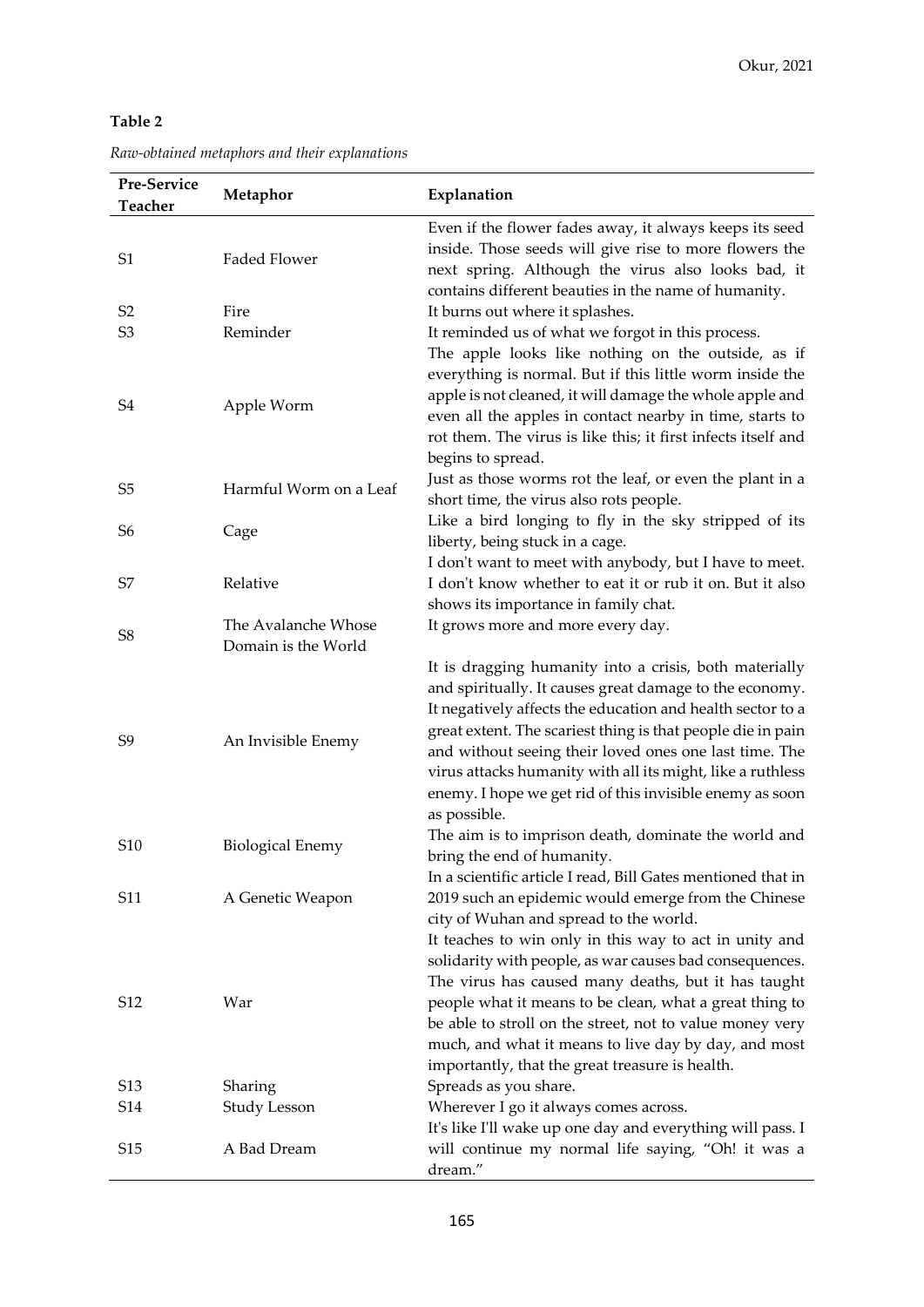**Table 2**

*Raw-obtained metaphors and their explanations*

| Pre-Service Teacher | Metaphor | Explanation |
|---|---|---|
| S1 | Faded Flower | Even if the flower fades away, it always keeps its seed inside. Those seeds will give rise to more flowers the next spring. Although the virus also looks bad, it contains different beauties in the name of humanity. |
| S2 | Fire | It burns out where it splashes. |
| S3 | Reminder | It reminded us of what we forgot in this process. |
| S4 | Apple Worm | The apple looks like nothing on the outside, as if everything is normal. But if this little worm inside the apple is not cleaned, it will damage the whole apple and even all the apples in contact nearby in time, starts to rot them. The virus is like this; it first infects itself and begins to spread. |
| S5 | Harmful Worm on a Leaf | Just as those worms rot the leaf, or even the plant in a short time, the virus also rots people. |
| S6 | Cage | Like a bird longing to fly in the sky stripped of its liberty, being stuck in a cage. |
| S7 | Relative | I don't want to meet with anybody, but I have to meet. I don't know whether to eat it or rub it on. But it also shows its importance in family chat. |
| S8 | The Avalanche Whose Domain is the World | It grows more and more every day. |
| S9 | An Invisible Enemy | It is dragging humanity into a crisis, both materially and spiritually. It causes great damage to the economy. It negatively affects the education and health sector to a great extent. The scariest thing is that people die in pain and without seeing their loved ones one last time. The virus attacks humanity with all its might, like a ruthless enemy. I hope we get rid of this invisible enemy as soon as possible. |
| S10 | Biological Enemy | The aim is to imprison death, dominate the world and bring the end of humanity. |
| S11 | A Genetic Weapon | In a scientific article I read, Bill Gates mentioned that in 2019 such an epidemic would emerge from the Chinese city of Wuhan and spread to the world. |
| S12 | War | It teaches to win only in this way to act in unity and solidarity with people, as war causes bad consequences. The virus has caused many deaths, but it has taught people what it means to be clean, what a great thing to be able to stroll on the street, not to value money very much, and what it means to live day by day, and most importantly, that the great treasure is health. |
| S13 | Sharing | Spreads as you share. |
| S14 | Study Lesson | Wherever I go it always comes across. |
| S15 | A Bad Dream | It's like I'll wake up one day and everything will pass. I will continue my normal life saying, "Oh! it was a dream." |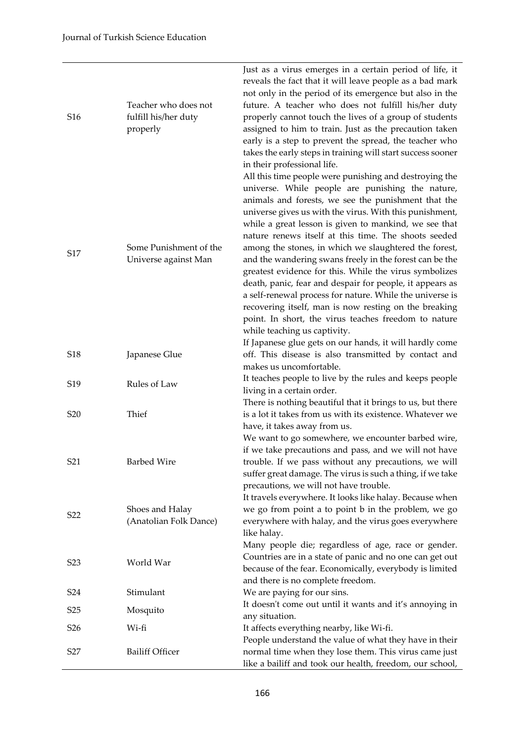| | | |
|---|---|---|
| S16 | Teacher who does not fulfill his/her duty properly | Just as a virus emerges in a certain period of life, it reveals the fact that it will leave people as a bad mark not only in the period of its emergence but also in the future. A teacher who does not fulfill his/her duty properly cannot touch the lives of a group of students assigned to him to train. Just as the precaution taken early is a step to prevent the spread, the teacher who takes the early steps in training will start success sooner in their professional life. |
| S17 | Some Punishment of the Universe against Man | All this time people were punishing and destroying the universe. While people are punishing the nature, animals and forests, we see the punishment that the universe gives us with the virus. With this punishment, while a great lesson is given to mankind, we see that nature renews itself at this time. The shoots seeded among the stones, in which we slaughtered the forest, and the wandering swans freely in the forest can be the greatest evidence for this. While the virus symbolizes death, panic, fear and despair for people, it appears as a self-renewal process for nature. While the universe is recovering itself, man is now resting on the breaking point. In short, the virus teaches freedom to nature while teaching us captivity. |
| S18 | Japanese Glue | If Japanese glue gets on our hands, it will hardly come off. This disease is also transmitted by contact and makes us uncomfortable. |
| S19 | Rules of Law | It teaches people to live by the rules and keeps people living in a certain order. |
| S20 | Thief | There is nothing beautiful that it brings to us, but there is a lot it takes from us with its existence. Whatever we have, it takes away from us. |
| S21 | Barbed Wire | We want to go somewhere, we encounter barbed wire, if we take precautions and pass, and we will not have trouble. If we pass without any precautions, we will suffer great damage. The virus is such a thing, if we take precautions, we will not have trouble. |
| S22 | Shoes and Halay (Anatolian Folk Dance) | It travels everywhere. It looks like halay. Because when we go from point a to point b in the problem, we go everywhere with halay, and the virus goes everywhere like halay. |
| S23 | World War | Many people die; regardless of age, race or gender. Countries are in a state of panic and no one can get out because of the fear. Economically, everybody is limited and there is no complete freedom. |
| S24 | Stimulant | We are paying for our sins. |
| S25 | Mosquito | It doesn't come out until it wants and it's annoying in any situation. |
| S26 | Wi-fi | It affects everything nearby, like Wi-fi. |
| S27 | Bailiff Officer | People understand the value of what they have in their normal time when they lose them. This virus came just like a bailiff and took our health, freedom, our school, |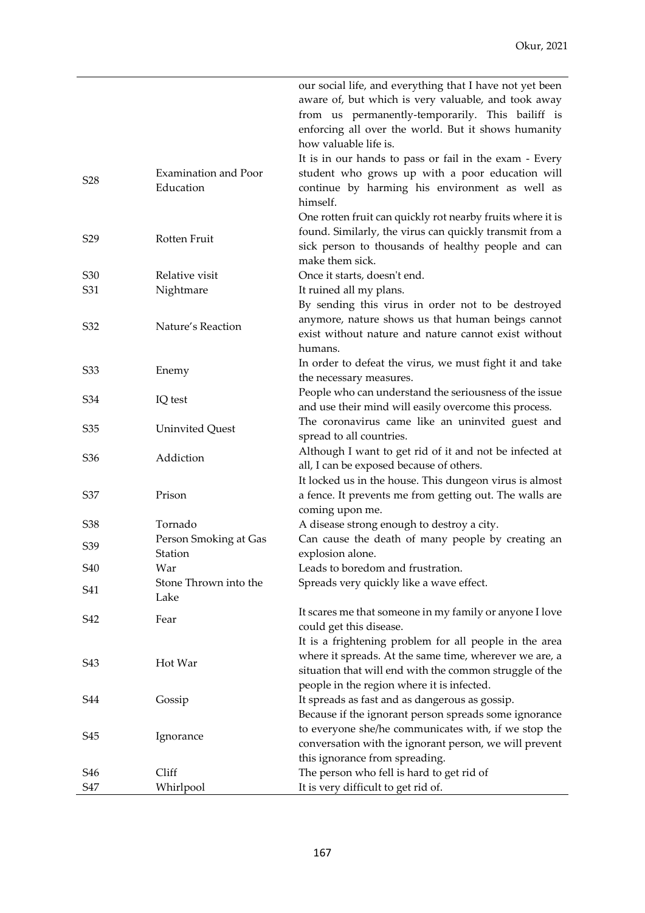| | | |
|---|---|---|
| | | our social life, and everything that I have not yet been aware of, but which is very valuable, and took away from us permanently-temporarily. This bailiff is enforcing all over the world. But it shows humanity how valuable life is. |
| S28 | Examination and Poor Education | It is in our hands to pass or fail in the exam - Every student who grows up with a poor education will continue by harming his environment as well as himself. |
| S29 | Rotten Fruit | One rotten fruit can quickly rot nearby fruits where it is found. Similarly, the virus can quickly transmit from a sick person to thousands of healthy people and can make them sick. |
| S30 | Relative visit | Once it starts, doesn't end. |
| S31 | Nightmare | It ruined all my plans. |
| S32 | Nature's Reaction | By sending this virus in order not to be destroyed anymore, nature shows us that human beings cannot exist without nature and nature cannot exist without humans. |
| S33 | Enemy | In order to defeat the virus, we must fight it and take the necessary measures. |
| S34 | IQ test | People who can understand the seriousness of the issue and use their mind will easily overcome this process. |
| S35 | Uninvited Quest | The coronavirus came like an uninvited guest and spread to all countries. |
| S36 | Addiction | Although I want to get rid of it and not be infected at all, I can be exposed because of others. |
| S37 | Prison | It locked us in the house. This dungeon virus is almost a fence. It prevents me from getting out. The walls are coming upon me. |
| S38 | Tornado | A disease strong enough to destroy a city. |
| S39 | Person Smoking at Gas Station | Can cause the death of many people by creating an explosion alone. |
| S40 | War | Leads to boredom and frustration. |
| S41 | Stone Thrown into the Lake | Spreads very quickly like a wave effect. |
| S42 | Fear | It scares me that someone in my family or anyone I love could get this disease. |
| S43 | Hot War | It is a frightening problem for all people in the area where it spreads. At the same time, wherever we are, a situation that will end with the common struggle of the people in the region where it is infected. |
| S44 | Gossip | It spreads as fast and as dangerous as gossip. |
| S45 | Ignorance | Because if the ignorant person spreads some ignorance to everyone she/he communicates with, if we stop the conversation with the ignorant person, we will prevent this ignorance from spreading. |
| S46 | Cliff | The person who fell is hard to get rid of |
| S47 | Whirlpool | It is very difficult to get rid of. |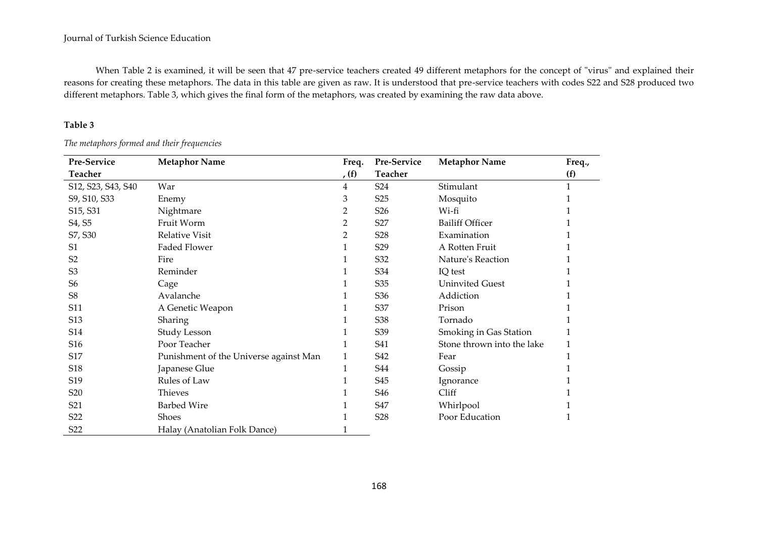When Table 2 is examined, it will be seen that 47 pre-service teachers created 49 different metaphors for the concept of "virus" and explained their reasons for creating these metaphors. The data in this table are given as raw. It is understood that pre-service teachers with codes S22 and S28 produced two different metaphors. Table 3, which gives the final form of the metaphors, was created by examining the raw data above.

**Table 3**

*The metaphors formed and their frequencies*

| Pre-Service Teacher | Metaphor Name | Freq., (f) | Pre-Service Teacher | Metaphor Name | Freq., (f) |
|---|---|---|---|---|---|
| S12, S23, S43, S40 | War | 4 | S24 | Stimulant | 1 |
| S9, S10, S33 | Enemy | 3 | S25 | Mosquito | 1 |
| S15, S31 | Nightmare | 2 | S26 | Wi-fi | 1 |
| S4, S5 | Fruit Worm | 2 | S27 | Bailiff Officer | 1 |
| S7, S30 | Relative Visit | 2 | S28 | Examination | 1 |
| S1 | Faded Flower | 1 | S29 | A Rotten Fruit | 1 |
| S2 | Fire | 1 | S32 | Nature's Reaction | 1 |
| S3 | Reminder | 1 | S34 | IQ test | 1 |
| S6 | Cage | 1 | S35 | Uninvited Guest | 1 |
| S8 | Avalanche | 1 | S36 | Addiction | 1 |
| S11 | A Genetic Weapon | 1 | S37 | Prison | 1 |
| S13 | Sharing | 1 | S38 | Tornado | 1 |
| S14 | Study Lesson | 1 | S39 | Smoking in Gas Station | 1 |
| S16 | Poor Teacher | 1 | S41 | Stone thrown into the lake | 1 |
| S17 | Punishment of the Universe against Man | 1 | S42 | Fear | 1 |
| S18 | Japanese Glue | 1 | S44 | Gossip | 1 |
| S19 | Rules of Law | 1 | S45 | Ignorance | 1 |
| S20 | Thieves | 1 | S46 | Cliff | 1 |
| S21 | Barbed Wire | 1 | S47 | Whirlpool | 1 |
| S22 | Shoes | 1 | S28 | Poor Education | 1 |
| S22 | Halay (Anatolian Folk Dance) | 1 | | | |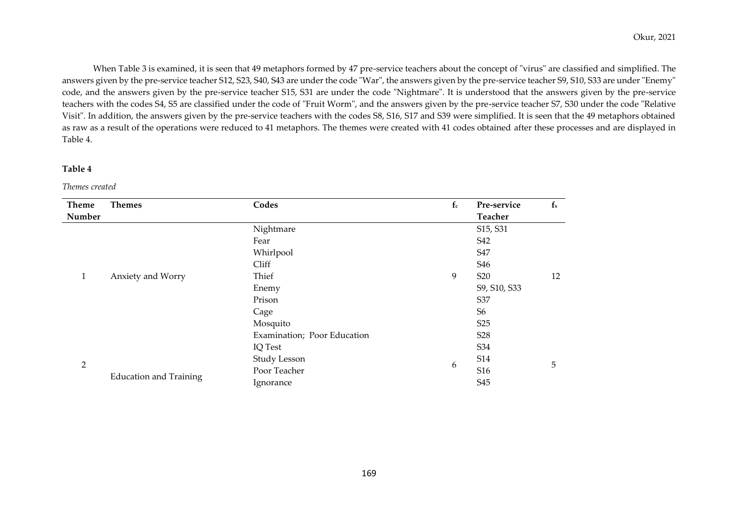When Table 3 is examined, it is seen that 49 metaphors formed by 47 pre-service teachers about the concept of "virus" are classified and simplified. The answers given by the pre-service teacher S12, S23, S40, S43 are under the code "War", the answers given by the pre-service teacher S9, S10, S33 are under "Enemy" code, and the answers given by the pre-service teacher S15, S31 are under the code "Nightmare". It is understood that the answers given by the pre-service teachers with the codes S4, S5 are classified under the code of "Fruit Worm", and the answers given by the pre-service teacher S7, S30 under the code "Relative Visit". In addition, the answers given by the pre-service teachers with the codes S8, S16, S17 and S39 were simplified. It is seen that the 49 metaphors obtained as raw as a result of the operations were reduced to 41 metaphors. The themes were created with 41 codes obtained after these processes and are displayed in Table 4.

**Table 4**

*Themes created*

| Theme Number | Themes | Codes | $f_c$ | Pre-service Teacher | $f_s$ |
|---|---|---|---|---|---|
| 1 | Anxiety and Worry | Nightmare | 9 | S15, S31 | 12 |
| | | Fear | | S42 | |
| | | Whirlpool | | S47 | |
| | | Cliff | | S46 | |
| | | Thief | | S20 | |
| | | Enemy | | S9, S10, S33 | |
| | | Prison | | S37 | |
| | | Cage | | S6 | |
| | | Mosquito | | S25 | |
| 2 | Education and Training | Examination; Poor Education | 6 | S28 | 5 |
| | | IQ Test | | S34 | |
| | | Study Lesson | | S14 | |
| | | Poor Teacher | | S16 | |
| | | Ignorance | | S45 | |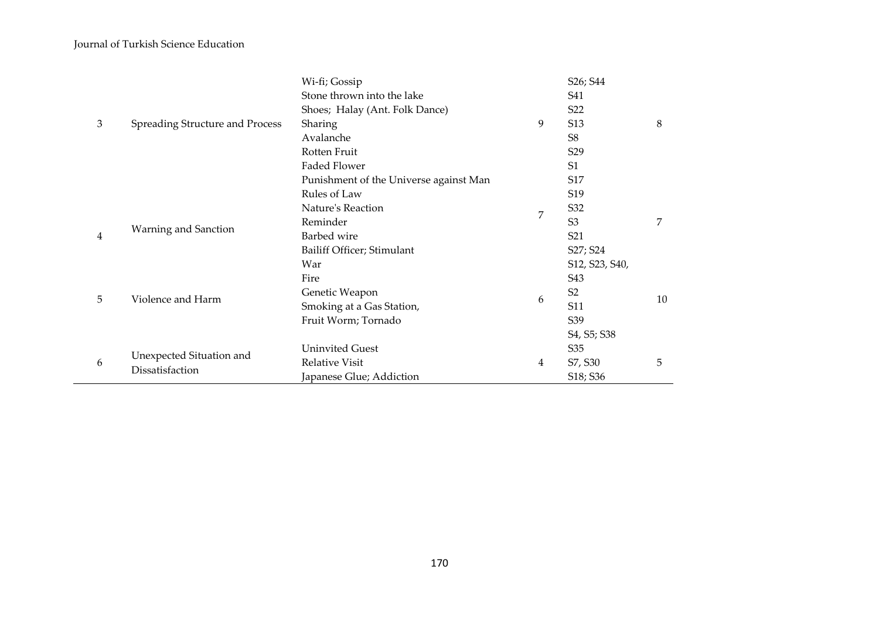| | | | | | |
|---|---|---|---|---|---|
| 3 | Spreading Structure and Process | Wi-fi; Gossip | 9 | S26; S44 | 8 |
| | | Stone thrown into the lake | | S41 | |
| | | Shoes; Halay (Ant. Folk Dance) | | S22 | |
| | | Sharing | | S13 | |
| | | Avalanche | | S8 | |
| | | Rotten Fruit | | S29 | |
| | | Faded Flower | | S1 | |
| 4 | Warning and Sanction | Punishment of the Universe against Man | 7 | S17 | 7 |
| | | Rules of Law | | S19 | |
| | | Nature's Reaction | | S32 | |
| | | Reminder | | S3 | |
| | | Barbed wire | | S21 | |
| | | Bailiff Officer; Stimulant | | S27; S24 | |
| 5 | Violence and Harm | War | 6 | S12, S23, S40, | 10 |
| | | Fire | | S43 | |
| | | Genetic Weapon | | S2 | |
| | | Smoking at a Gas Station, | | S11 | |
| | | Fruit Worm; Tornado | | S39 | |
| | | | | S4, S5; S38 | |
| 6 | Unexpected Situation and Dissatisfaction | Uninvited Guest | 4 | S35 | 5 |
| | | Relative Visit | | S7, S30 | |
| | | Japanese Glue; Addiction | | S18; S36 | |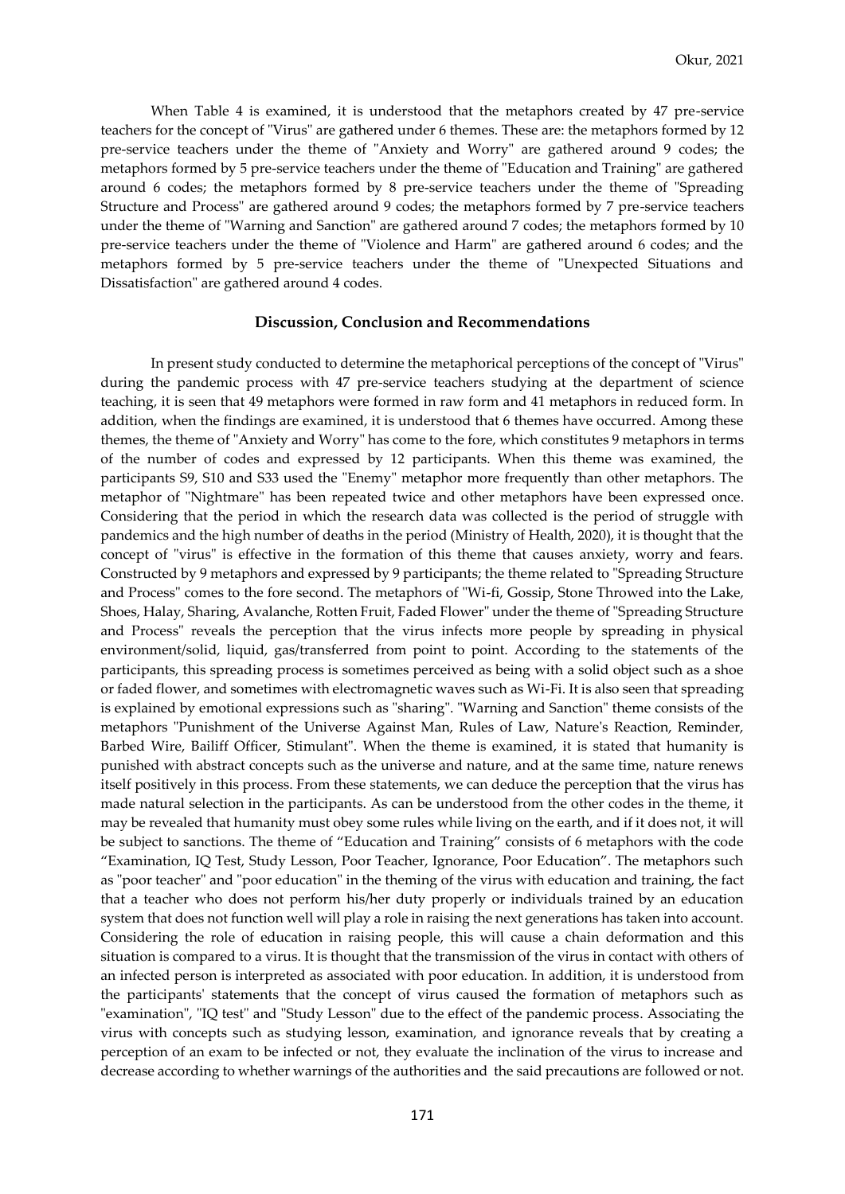When Table 4 is examined, it is understood that the metaphors created by 47 pre-service teachers for the concept of "Virus" are gathered under 6 themes. These are: the metaphors formed by 12 pre-service teachers under the theme of "Anxiety and Worry" are gathered around 9 codes; the metaphors formed by 5 pre-service teachers under the theme of "Education and Training" are gathered around 6 codes; the metaphors formed by 8 pre-service teachers under the theme of "Spreading Structure and Process" are gathered around 9 codes; the metaphors formed by 7 pre-service teachers under the theme of "Warning and Sanction" are gathered around 7 codes; the metaphors formed by 10 pre-service teachers under the theme of "Violence and Harm" are gathered around 6 codes; and the metaphors formed by 5 pre-service teachers under the theme of "Unexpected Situations and Dissatisfaction" are gathered around 4 codes.

## Discussion, Conclusion and Recommendations

In present study conducted to determine the metaphorical perceptions of the concept of "Virus" during the pandemic process with 47 pre-service teachers studying at the department of science teaching, it is seen that 49 metaphors were formed in raw form and 41 metaphors in reduced form. In addition, when the findings are examined, it is understood that 6 themes have occurred. Among these themes, the theme of "Anxiety and Worry" has come to the fore, which constitutes 9 metaphors in terms of the number of codes and expressed by 12 participants. When this theme was examined, the participants S9, S10 and S33 used the "Enemy" metaphor more frequently than other metaphors. The metaphor of "Nightmare" has been repeated twice and other metaphors have been expressed once. Considering that the period in which the research data was collected is the period of struggle with pandemics and the high number of deaths in the period (Ministry of Health, 2020), it is thought that the concept of "virus" is effective in the formation of this theme that causes anxiety, worry and fears. Constructed by 9 metaphors and expressed by 9 participants; the theme related to "Spreading Structure and Process" comes to the fore second. The metaphors of "Wi-fi, Gossip, Stone Throwed into the Lake, Shoes, Halay, Sharing, Avalanche, Rotten Fruit, Faded Flower" under the theme of "Spreading Structure and Process" reveals the perception that the virus infects more people by spreading in physical environment/solid, liquid, gas/transferred from point to point. According to the statements of the participants, this spreading process is sometimes perceived as being with a solid object such as a shoe or faded flower, and sometimes with electromagnetic waves such as Wi-Fi. It is also seen that spreading is explained by emotional expressions such as "sharing". "Warning and Sanction" theme consists of the metaphors "Punishment of the Universe Against Man, Rules of Law, Nature's Reaction, Reminder, Barbed Wire, Bailiff Officer, Stimulant". When the theme is examined, it is stated that humanity is punished with abstract concepts such as the universe and nature, and at the same time, nature renews itself positively in this process. From these statements, we can deduce the perception that the virus has made natural selection in the participants. As can be understood from the other codes in the theme, it may be revealed that humanity must obey some rules while living on the earth, and if it does not, it will be subject to sanctions. The theme of "Education and Training" consists of 6 metaphors with the code "Examination, IQ Test, Study Lesson, Poor Teacher, Ignorance, Poor Education". The metaphors such as "poor teacher" and "poor education" in the theming of the virus with education and training, the fact that a teacher who does not perform his/her duty properly or individuals trained by an education system that does not function well will play a role in raising the next generations has taken into account. Considering the role of education in raising people, this will cause a chain deformation and this situation is compared to a virus. It is thought that the transmission of the virus in contact with others of an infected person is interpreted as associated with poor education. In addition, it is understood from the participants' statements that the concept of virus caused the formation of metaphors such as "examination", "IQ test" and "Study Lesson" due to the effect of the pandemic process. Associating the virus with concepts such as studying lesson, examination, and ignorance reveals that by creating a perception of an exam to be infected or not, they evaluate the inclination of the virus to increase and decrease according to whether warnings of the authorities and the said precautions are followed or not.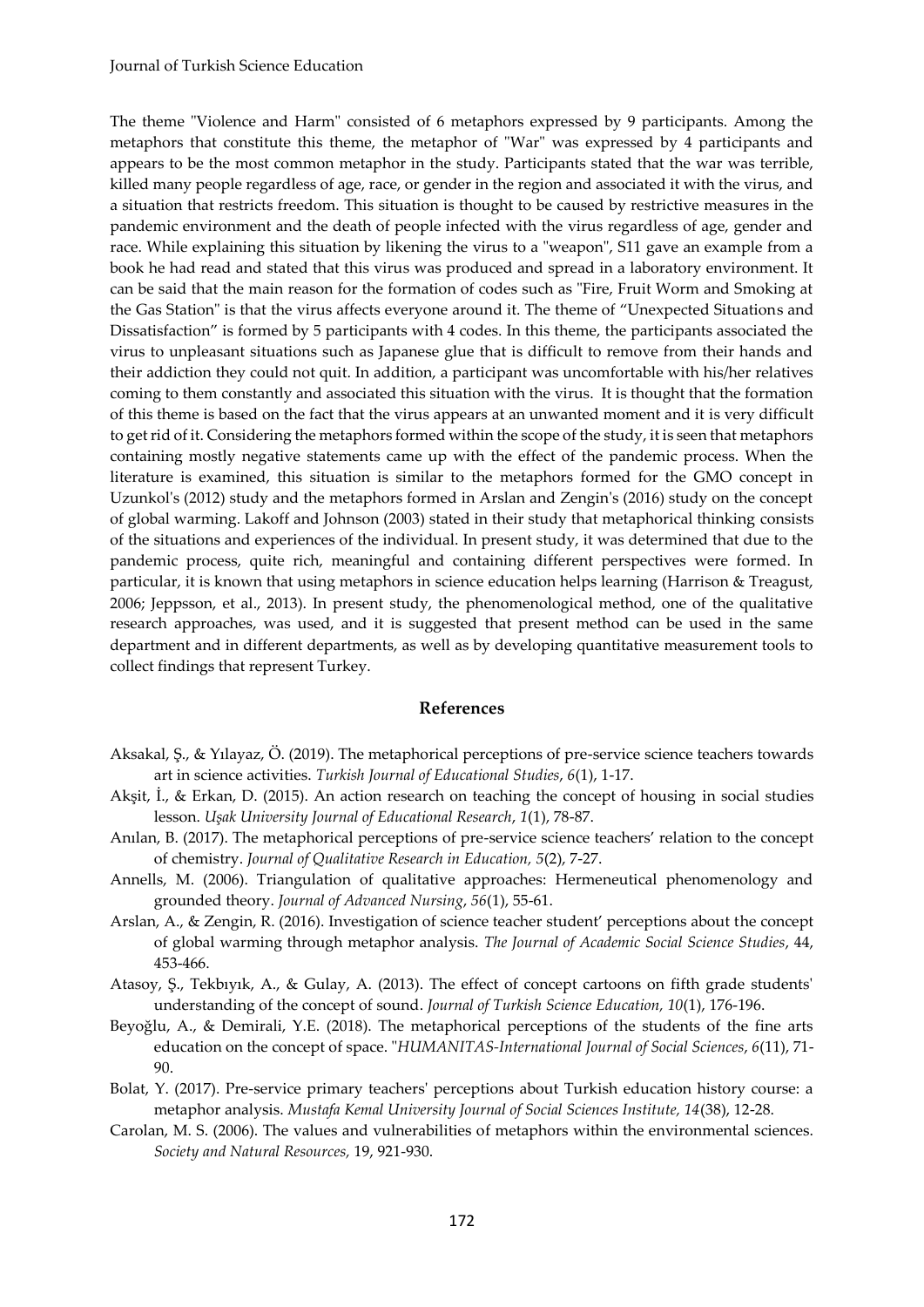The theme "Violence and Harm" consisted of 6 metaphors expressed by 9 participants. Among the metaphors that constitute this theme, the metaphor of "War" was expressed by 4 participants and appears to be the most common metaphor in the study. Participants stated that the war was terrible, killed many people regardless of age, race, or gender in the region and associated it with the virus, and a situation that restricts freedom. This situation is thought to be caused by restrictive measures in the pandemic environment and the death of people infected with the virus regardless of age, gender and race. While explaining this situation by likening the virus to a "weapon", S11 gave an example from a book he had read and stated that this virus was produced and spread in a laboratory environment. It can be said that the main reason for the formation of codes such as "Fire, Fruit Worm and Smoking at the Gas Station" is that the virus affects everyone around it. The theme of "Unexpected Situations and Dissatisfaction" is formed by 5 participants with 4 codes. In this theme, the participants associated the virus to unpleasant situations such as Japanese glue that is difficult to remove from their hands and their addiction they could not quit. In addition, a participant was uncomfortable with his/her relatives coming to them constantly and associated this situation with the virus. It is thought that the formation of this theme is based on the fact that the virus appears at an unwanted moment and it is very difficult to get rid of it. Considering the metaphors formed within the scope of the study, it is seen that metaphors containing mostly negative statements came up with the effect of the pandemic process. When the literature is examined, this situation is similar to the metaphors formed for the GMO concept in Uzunkol's (2012) study and the metaphors formed in Arslan and Zengin's (2016) study on the concept of global warming. Lakoff and Johnson (2003) stated in their study that metaphorical thinking consists of the situations and experiences of the individual. In present study, it was determined that due to the pandemic process, quite rich, meaningful and containing different perspectives were formed. In particular, it is known that using metaphors in science education helps learning (Harrison & Treagust, 2006; Jeppsson, et al., 2013). In present study, the phenomenological method, one of the qualitative research approaches, was used, and it is suggested that present method can be used in the same department and in different departments, as well as by developing quantitative measurement tools to collect findings that represent Turkey.

## References

Aksakal, Ş., & Yılayaz, Ö. (2019). The metaphorical perceptions of pre-service science teachers towards art in science activities. *Turkish Journal of Educational Studies*, *6*(1), 1-17.

Akşit, İ., & Erkan, D. (2015). An action research on teaching the concept of housing in social studies lesson. *Uşak University Journal of Educational Research*, *1*(1), 78-87.

Anılan, B. (2017). The metaphorical perceptions of pre-service science teachers' relation to the concept of chemistry. *Journal of Qualitative Research in Education, 5*(2), 7-27.

Annells, M. (2006). Triangulation of qualitative approaches: Hermeneutical phenomenology and grounded theory. *Journal of Advanced Nursing*, *56*(1), 55-61.

Arslan, A., & Zengin, R. (2016). Investigation of science teacher student' perceptions about the concept of global warming through metaphor analysis. *The Journal of Academic Social Science Studies*, 44, 453-466.

Atasoy, Ş., Tekbıyık, A., & Gulay, A. (2013). The effect of concept cartoons on fifth grade students' understanding of the concept of sound. *Journal of Turkish Science Education, 10*(1), 176-196.

Beyoğlu, A., & Demirali, Y.E. (2018). The metaphorical perceptions of the students of the fine arts education on the concept of space. "*HUMANITAS-International Journal of Social Sciences*, *6*(11), 71-90.

Bolat, Y. (2017). Pre-service primary teachers' perceptions about Turkish education history course: a metaphor analysis. *Mustafa Kemal University Journal of Social Sciences Institute, 14*(38), 12-28.

Carolan, M. S. (2006). The values and vulnerabilities of metaphors within the environmental sciences. *Society and Natural Resources,* 19, 921-930.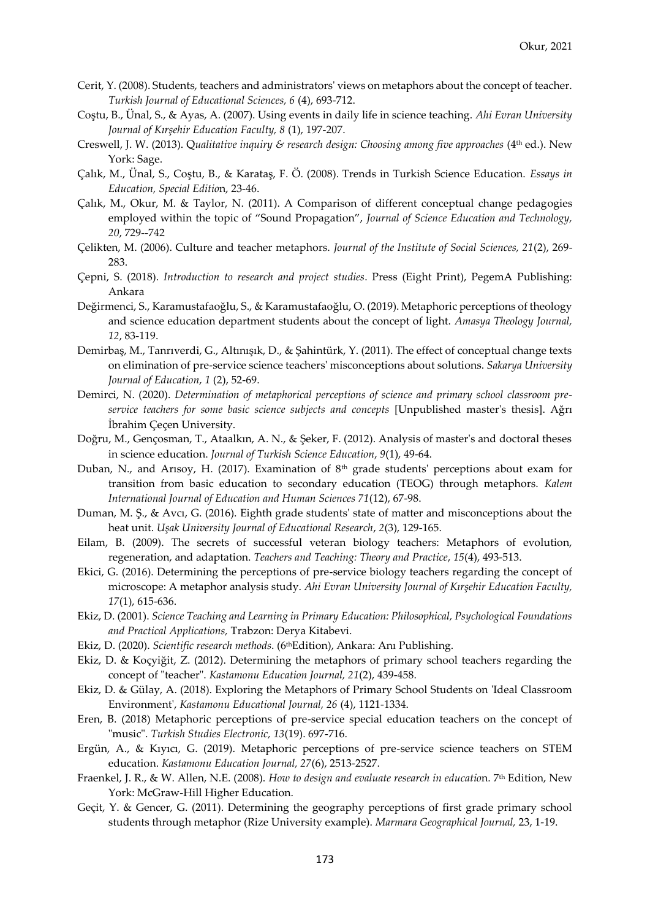Cerit, Y. (2008). Students, teachers and administrators' views on metaphors about the concept of teacher. *Turkish Journal of Educational Sciences, 6* (4), 693-712.

Coştu, B., Ünal, S., & Ayas, A. (2007). Using events in daily life in science teaching. *Ahi Evran University Journal of Kırşehir Education Faculty, 8* (1), 197-207.

Creswell, J. W. (2013). Q*ualitative inquiry & research design: Choosing among five approaches* (4th ed.). New York: Sage.

Çalık, M., Ünal, S., Coştu, B., & Karataş, F. Ö. (2008). Trends in Turkish Science Education. *Essays in Education, Special Editio*n, 23-46.

Çalık, M., Okur, M. & Taylor, N. (2011). A Comparison of different conceptual change pedagogies employed within the topic of "Sound Propagation", *Journal of Science Education and Technology, 20*, 729--742

Çelikten, M. (2006). Culture and teacher metaphors. *Journal of the Institute of Social Sciences, 21*(2), 269-283.

Çepni, S. (2018). *Introduction to research and project studies*. Press (Eight Print), PegemA Publishing: Ankara

Değirmenci, S., Karamustafaoğlu, S., & Karamustafaoğlu, O. (2019). Metaphoric perceptions of theology and science education department students about the concept of light. *Amasya Theology Journal, 12*, 83-119.

Demirbaş, M., Tanrıverdi, G., Altınışık, D., & Şahintürk, Y. (2011). The effect of conceptual change texts on elimination of pre-service science teachers' misconceptions about solutions. *Sakarya University Journal of Education*, *1* (2), 52-69.

Demirci, N. (2020). *Determination of metaphorical perceptions of science and primary school classroom pre-service teachers for some basic science subjects and concepts* [Unpublished master's thesis]. Ağrı İbrahim Çeçen University.

Doğru, M., Gençosman, T., Ataalkın, A. N., & Şeker, F. (2012). Analysis of master's and doctoral theses in science education. *Journal of Turkish Science Education*, *9*(1), 49-64.

Duban, N., and Arısoy, H. (2017). Examination of 8th grade students' perceptions about exam for transition from basic education to secondary education (TEOG) through metaphors. *Kalem International Journal of Education and Human Sciences 71*(12), 67-98.

Duman, M. Ş., & Avcı, G. (2016). Eighth grade students' state of matter and misconceptions about the heat unit. *Uşak University Journal of Educational Research*, *2*(3), 129-165.

Eilam, B. (2009). The secrets of successful veteran biology teachers: Metaphors of evolution, regeneration, and adaptation. *Teachers and Teaching: Theory and Practice*, *15*(4), 493-513.

Ekici, G. (2016). Determining the perceptions of pre-service biology teachers regarding the concept of microscope: A metaphor analysis study. *Ahi Evran University Journal of Kırşehir Education Faculty, 17*(1), 615-636.

Ekiz, D. (2001). *Science Teaching and Learning in Primary Education: Philosophical, Psychological Foundations and Practical Applications,* Trabzon: Derya Kitabevi.

Ekiz, D. (2020). *Scientific research methods.* (6thEdition), Ankara: Anı Publishing.

Ekiz, D. & Koçyiğit, Z. (2012). Determining the metaphors of primary school teachers regarding the concept of "teacher". *Kastamonu Education Journal, 21*(2), 439-458.

Ekiz, D. & Gülay, A. (2018). Exploring the Metaphors of Primary School Students on 'Ideal Classroom Environment', *Kastamonu Educational Journal, 26* (4), 1121-1334.

Eren, B. (2018) Metaphoric perceptions of pre-service special education teachers on the concept of "music". *Turkish Studies Electronic, 13*(19). 697-716.

Ergün, A., & Kıyıcı, G. (2019). Metaphoric perceptions of pre-service science teachers on STEM education. *Kastamonu Education Journal, 27*(6), 2513-2527.

Fraenkel, J. R., & W. Allen, N.E. (2008). *How to design and evaluate research in educatio*n. 7th Edition, New York: McGraw-Hill Higher Education.

Geçit, Y. & Gencer, G. (2011). Determining the geography perceptions of first grade primary school students through metaphor (Rize University example). *Marmara Geographical Journal,* 23, 1-19.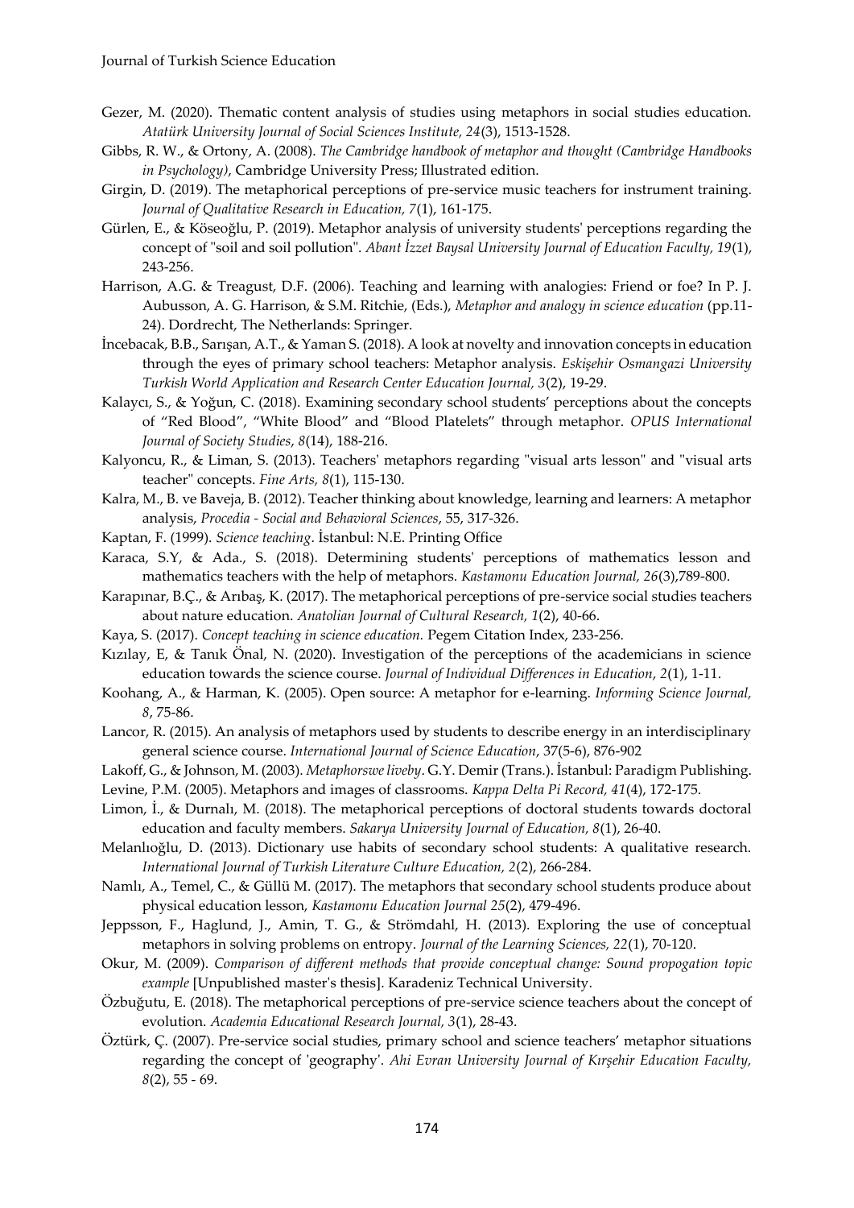Gezer, M. (2020). Thematic content analysis of studies using metaphors in social studies education. *Atatürk University Journal of Social Sciences Institute, 24*(3), 1513-1528.

Gibbs, R. W., & Ortony, A. (2008). *The Cambridge handbook of metaphor and thought (Cambridge Handbooks in Psychology)*, Cambridge University Press; Illustrated edition.

Girgin, D. (2019). The metaphorical perceptions of pre-service music teachers for instrument training. *Journal of Qualitative Research in Education, 7*(1), 161-175.

Gürlen, E., & Köseoğlu, P. (2019). Metaphor analysis of university students' perceptions regarding the concept of "soil and soil pollution". *Abant İzzet Baysal University Journal of Education Faculty, 19*(1), 243-256.

Harrison, A.G. & Treagust, D.F. (2006). Teaching and learning with analogies: Friend or foe? In P. J. Aubusson, A. G. Harrison, & S.M. Ritchie, (Eds.), *Metaphor and analogy in science education* (pp.11-24). Dordrecht, The Netherlands: Springer.

İncebacak, B.B., Sarışan, A.T., & Yaman S. (2018). A look at novelty and innovation concepts in education through the eyes of primary school teachers: Metaphor analysis. *Eskişehir Osmangazi University Turkish World Application and Research Center Education Journal, 3*(2), 19-29.

Kalaycı, S., & Yoğun, C. (2018). Examining secondary school students' perceptions about the concepts of "Red Blood", "White Blood" and "Blood Platelets" through metaphor. *OPUS International Journal of Society Studies*, *8*(14), 188-216.

Kalyoncu, R., & Liman, S. (2013). Teachers' metaphors regarding "visual arts lesson" and "visual arts teacher" concepts. *Fine Arts, 8*(1), 115-130.

Kalra, M., B. ve Baveja, B. (2012). Teacher thinking about knowledge, learning and learners: A metaphor analysis, *Procedia - Social and Behavioral Sciences*, 55, 317-326.

Kaptan, F. (1999). *Science teaching*. İstanbul: N.E. Printing Office

Karaca, S.Y, & Ada., S. (2018). Determining students' perceptions of mathematics lesson and mathematics teachers with the help of metaphors. *Kastamonu Education Journal, 26*(3),789-800.

Karapınar, B.Ç., & Arıbaş, K. (2017). The metaphorical perceptions of pre-service social studies teachers about nature education. *Anatolian Journal of Cultural Research, 1*(2), 40-66.

Kaya, S. (2017). *Concept teaching in science education.* Pegem Citation Index, 233-256.

Kızılay, E, & Tanık Önal, N. (2020). Investigation of the perceptions of the academicians in science education towards the science course. *Journal of Individual Differences in Education*, *2*(1), 1-11.

Koohang, A., & Harman, K. (2005). Open source: A metaphor for e-learning. *Informing Science Journal, 8*, 75-86.

Lancor, R. (2015). An analysis of metaphors used by students to describe energy in an interdisciplinary general science course. *International Journal of Science Education*, 37(5-6), 876-902

Lakoff, G., & Johnson, M. (2003). *Metaphorswe liveby*. G.Y. Demir (Trans.). İstanbul: Paradigm Publishing.

Levine, P.M. (2005). Metaphors and images of classrooms. *Kappa Delta Pi Record, 41*(4), 172-175.

Limon, İ., & Durnalı, M. (2018). The metaphorical perceptions of doctoral students towards doctoral education and faculty members. *Sakarya University Journal of Education, 8*(1), 26-40.

Melanlıoğlu, D. (2013). Dictionary use habits of secondary school students: A qualitative research. *International Journal of Turkish Literature Culture Education, 2*(2), 266-284.

Namlı, A., Temel, C., & Güllü M. (2017). The metaphors that secondary school students produce about physical education lesson, *Kastamonu Education Journal 25*(2), 479-496.

Jeppsson, F., Haglund, J., Amin, T. G., & Strömdahl, H. (2013). Exploring the use of conceptual metaphors in solving problems on entropy. *Journal of the Learning Sciences, 22*(1), 70-120.

Okur, M. (2009). *Comparison of different methods that provide conceptual change: Sound propogation topic example* [Unpublished master's thesis]. Karadeniz Technical University.

Özbuğutu, E. (2018). The metaphorical perceptions of pre-service science teachers about the concept of evolution. *Academia Educational Research Journal, 3*(1), 28-43.

Öztürk, Ç. (2007). Pre-service social studies, primary school and science teachers' metaphor situations regarding the concept of 'geography'. *Ahi Evran University Journal of Kırşehir Education Faculty, 8*(2), 55 - 69.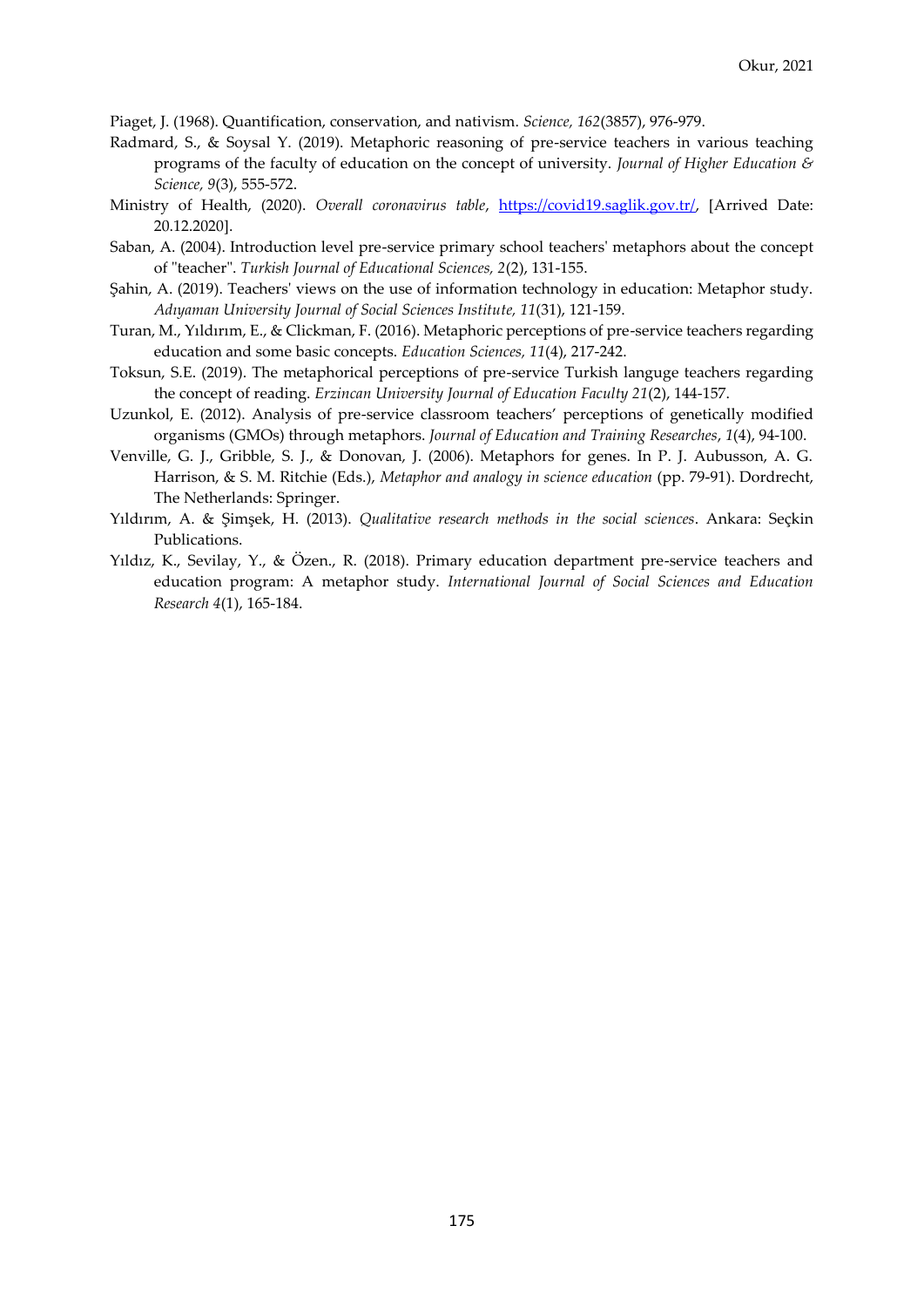Piaget, J. (1968). Quantification, conservation, and nativism. *Science, 162*(3857), 976-979.

Radmard, S., & Soysal Y. (2019). Metaphoric reasoning of pre-service teachers in various teaching programs of the faculty of education on the concept of university. *Journal of Higher Education & Science, 9*(3), 555-572.

Ministry of Health, (2020). *Overall coronavirus table*, https://covid19.saglik.gov.tr/, [Arrived Date: 20.12.2020].

Saban, A. (2004). Introduction level pre-service primary school teachers' metaphors about the concept of "teacher". *Turkish Journal of Educational Sciences, 2*(2), 131-155.

Şahin, A. (2019). Teachers' views on the use of information technology in education: Metaphor study. *Adıyaman University Journal of Social Sciences Institute, 11*(31), 121-159.

Turan, M., Yıldırım, E., & Clickman, F. (2016). Metaphoric perceptions of pre-service teachers regarding education and some basic concepts. *Education Sciences, 11*(4), 217-242.

Toksun, S.E. (2019). The metaphorical perceptions of pre-service Turkish languge teachers regarding the concept of reading. *Erzincan University Journal of Education Faculty 21*(2), 144-157.

Uzunkol, E. (2012). Analysis of pre-service classroom teachers' perceptions of genetically modified organisms (GMOs) through metaphors. *Journal of Education and Training Researches*, *1*(4), 94-100.

Venville, G. J., Gribble, S. J., & Donovan, J. (2006). Metaphors for genes. In P. J. Aubusson, A. G. Harrison, & S. M. Ritchie (Eds.), *Metaphor and analogy in science education* (pp. 79-91). Dordrecht, The Netherlands: Springer.

Yıldırım, A. & Şimşek, H. (2013). *Qualitative research methods in the social sciences*. Ankara: Seçkin Publications.

Yıldız, K., Sevilay, Y., & Özen., R. (2018). Primary education department pre-service teachers and education program: A metaphor study. *International Journal of Social Sciences and Education Research 4*(1), 165-184.